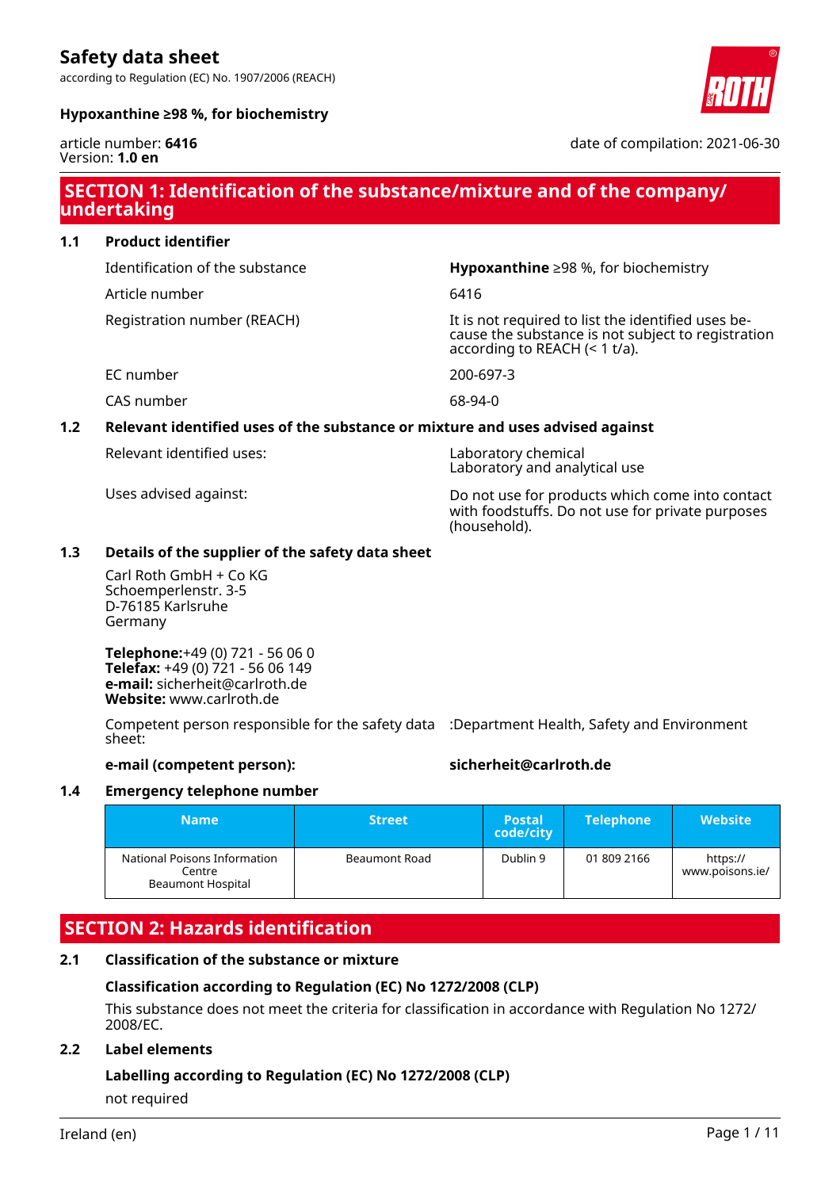# Safety data sheet

according to Regulation (EC) No. 1907/2006 (REACH)

**Hypoxanthine ≥98 %, for biochemistry**

article number: **6416**
Version: **1.0 en**

date of compilation: 2021-06-30

## SECTION 1: Identification of the substance/mixture and of the company/undertaking

### 1.1 Product identifier

| | |
|---|---|
| Identification of the substance | **Hypoxanthine** ≥98 %, for biochemistry |
| Article number | 6416 |
| Registration number (REACH) | It is not required to list the identified uses because the substance is not subject to registration according to REACH (< 1 t/a). |
| EC number | 200-697-3 |
| CAS number | 68-94-0 |

### 1.2 Relevant identified uses of the substance or mixture and uses advised against

| | |
|---|---|
| Relevant identified uses: | Laboratory chemical<br>Laboratory and analytical use |
| Uses advised against: | Do not use for products which come into contact with foodstuffs. Do not use for private purposes (household). |

### 1.3 Details of the supplier of the safety data sheet

Carl Roth GmbH + Co KG
Schoemperlenstr. 3-5
D-76185 Karlsruhe
Germany

**Telephone:**+49 (0) 721 - 56 06 0
**Telefax:** +49 (0) 721 - 56 06 149
**e-mail:** sicherheit@carlroth.de
**Website:** www.carlroth.de

Competent person responsible for the safety data sheet: :Department Health, Safety and Environment

**e-mail (competent person):** **sicherheit@carlroth.de**

### 1.4 Emergency telephone number

| Name | Street | Postal code/city | Telephone | Website |
|---|---|---|---|---|
| National Poisons Information Centre<br>Beaumont Hospital | Beaumont Road | Dublin 9 | 01 809 2166 | https://www.poisons.ie/ |

## SECTION 2: Hazards identification

### 2.1 Classification of the substance or mixture

**Classification according to Regulation (EC) No 1272/2008 (CLP)**

This substance does not meet the criteria for classification in accordance with Regulation No 1272/2008/EC.

### 2.2 Label elements

**Labelling according to Regulation (EC) No 1272/2008 (CLP)**

not required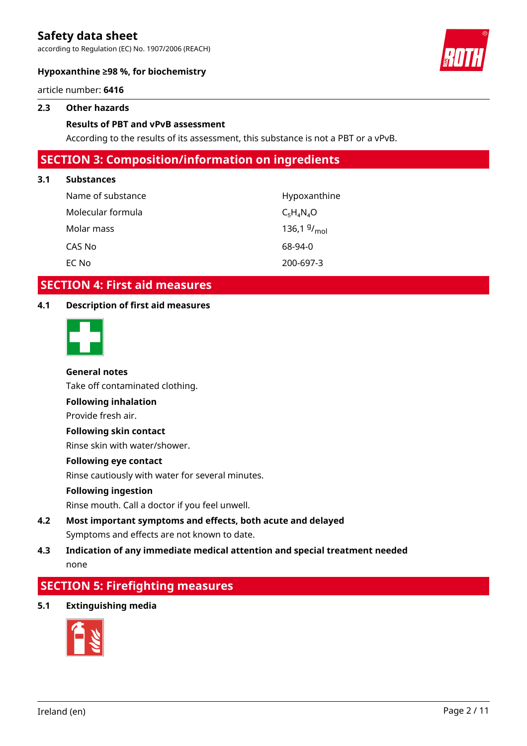### 2.3 Other hazards

**Results of PBT and vPvB assessment**

According to the results of its assessment, this substance is not a PBT or a vPvB.

## SECTION 3: Composition/information on ingredients

### 3.1 Substances

| Name of substance | Hypoxanthine |
|---|---|
| Molecular formula | $C_5H_4N_4O$ |
| Molar mass | 136,1 $^{g}/_{mol}$ |
| CAS No | 68-94-0 |
| EC No | 200-697-3 |

## SECTION 4: First aid measures

### 4.1 Description of first aid measures

**General notes**

Take off contaminated clothing.

**Following inhalation**

Provide fresh air.

**Following skin contact**

Rinse skin with water/shower.

**Following eye contact**

Rinse cautiously with water for several minutes.

**Following ingestion**

Rinse mouth. Call a doctor if you feel unwell.

### 4.2 Most important symptoms and effects, both acute and delayed

Symptoms and effects are not known to date.

### 4.3 Indication of any immediate medical attention and special treatment needed

none

## SECTION 5: Firefighting measures

### 5.1 Extinguishing media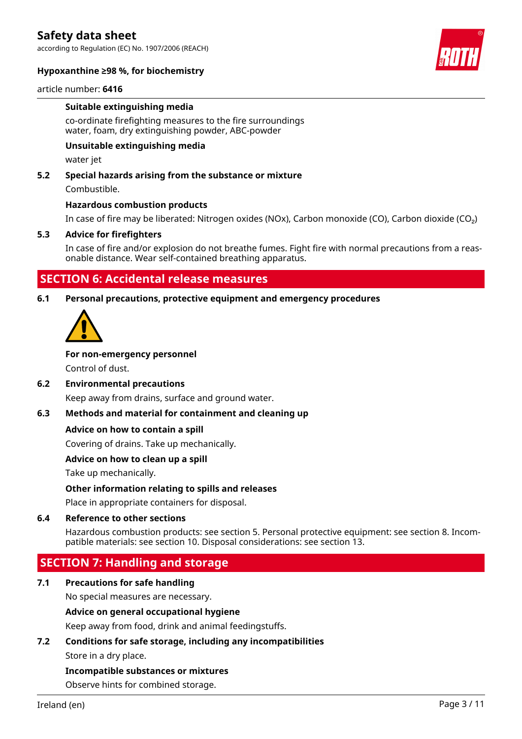**Suitable extinguishing media**

co-ordinate firefighting measures to the fire surroundings
water, foam, dry extinguishing powder, ABC-powder

**Unsuitable extinguishing media**

water jet

**5.2 Special hazards arising from the substance or mixture**

Combustible.

**Hazardous combustion products**

In case of fire may be liberated: Nitrogen oxides (NOx), Carbon monoxide (CO), Carbon dioxide ($CO_2$)

**5.3 Advice for firefighters**

In case of fire and/or explosion do not breathe fumes. Fight fire with normal precautions from a reasonable distance. Wear self-contained breathing apparatus.

## SECTION 6: Accidental release measures

**6.1 Personal precautions, protective equipment and emergency procedures**

**For non-emergency personnel**

Control of dust.

**6.2 Environmental precautions**

Keep away from drains, surface and ground water.

**6.3 Methods and material for containment and cleaning up**

**Advice on how to contain a spill**

Covering of drains. Take up mechanically.

**Advice on how to clean up a spill**

Take up mechanically.

**Other information relating to spills and releases**

Place in appropriate containers for disposal.

**6.4 Reference to other sections**

Hazardous combustion products: see section 5. Personal protective equipment: see section 8. Incompatible materials: see section 10. Disposal considerations: see section 13.

## SECTION 7: Handling and storage

**7.1 Precautions for safe handling**

No special measures are necessary.

**Advice on general occupational hygiene**

Keep away from food, drink and animal feedingstuffs.

**7.2 Conditions for safe storage, including any incompatibilities**

Store in a dry place.

**Incompatible substances or mixtures**

Observe hints for combined storage.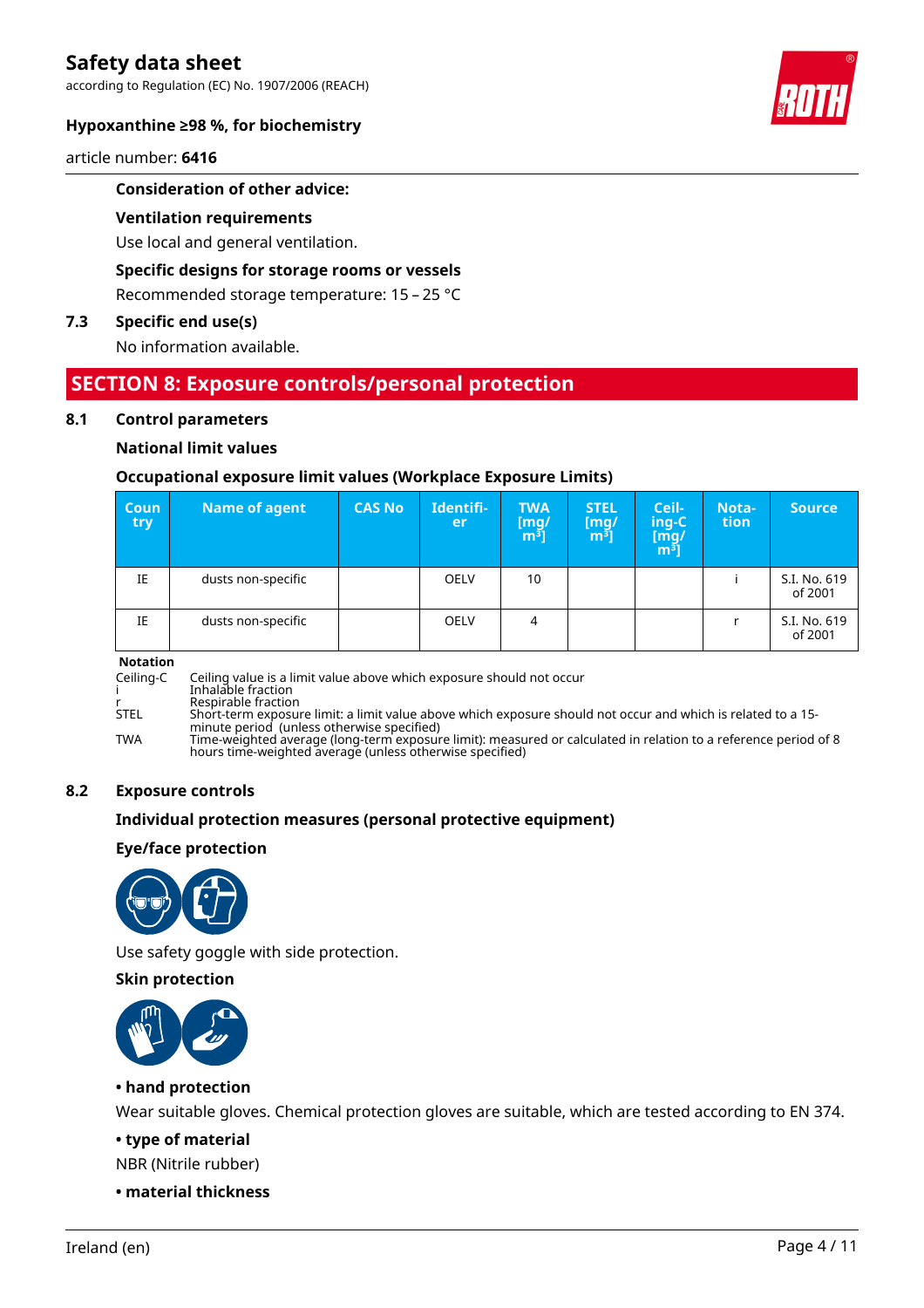**Consideration of other advice:**

**Ventilation requirements**

Use local and general ventilation.

**Specific designs for storage rooms or vessels**

Recommended storage temperature: 15 – 25 °C

**7.3 Specific end use(s)**

No information available.

## SECTION 8: Exposure controls/personal protection

### 8.1 Control parameters

**National limit values**

**Occupational exposure limit values (Workplace Exposure Limits)**

| Country | Name of agent | CAS No | Identifier | TWA [mg/m³] | STEL [mg/m³] | Ceiling-C [mg/m³] | Notation | Source |
|---|---|---|---|---|---|---|---|---|
| IE | dusts non-specific | | OELV | 10 | | | i | S.I. No. 619 of 2001 |
| IE | dusts non-specific | | OELV | 4 | | | r | S.I. No. 619 of 2001 |

**Notation**

- Ceiling-C: Ceiling value is a limit value above which exposure should not occur
- i: Inhalable fraction
- r: Respirable fraction
- STEL: Short-term exposure limit: a limit value above which exposure should not occur and which is related to a 15-minute period (unless otherwise specified)
- TWA: Time-weighted average (long-term exposure limit): measured or calculated in relation to a reference period of 8 hours time-weighted average (unless otherwise specified)

### 8.2 Exposure controls

**Individual protection measures (personal protective equipment)**

**Eye/face protection**

Use safety goggle with side protection.

**Skin protection**

**• hand protection**

Wear suitable gloves. Chemical protection gloves are suitable, which are tested according to EN 374.

**• type of material**

NBR (Nitrile rubber)

**• material thickness**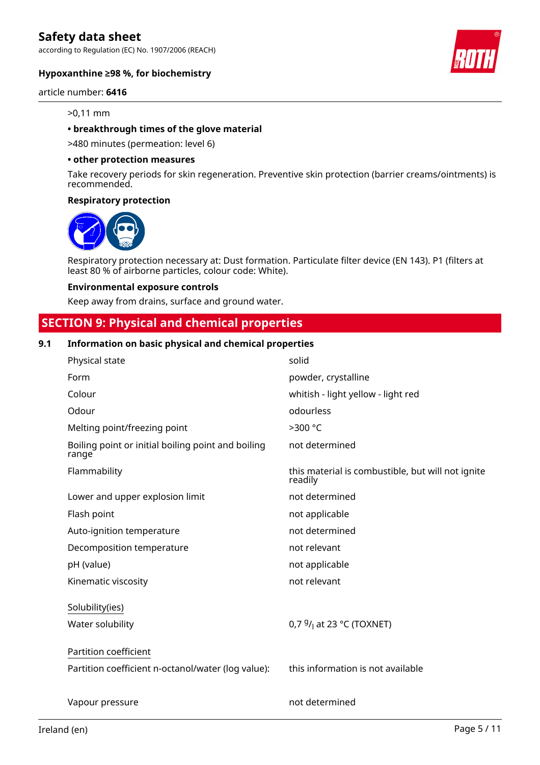>0,11 mm

**• breakthrough times of the glove material**

>480 minutes (permeation: level 6)

**• other protection measures**

Take recovery periods for skin regeneration. Preventive skin protection (barrier creams/ointments) is recommended.

**Respiratory protection**

Respiratory protection necessary at: Dust formation. Particulate filter device (EN 143). P1 (filters at least 80 % of airborne particles, colour code: White).

**Environmental exposure controls**

Keep away from drains, surface and ground water.

## SECTION 9: Physical and chemical properties

### 9.1 Information on basic physical and chemical properties

| | |
|---|---|
| Physical state | solid |
| Form | powder, crystalline |
| Colour | whitish - light yellow - light red |
| Odour | odourless |
| Melting point/freezing point | >300 °C |
| Boiling point or initial boiling point and boiling range | not determined |
| Flammability | this material is combustible, but will not ignite readily |
| Lower and upper explosion limit | not determined |
| Flash point | not applicable |
| Auto-ignition temperature | not determined |
| Decomposition temperature | not relevant |
| pH (value) | not applicable |
| Kinematic viscosity | not relevant |
| Solubility(ies) | |
| Water solubility | 0,7 $^{g}/_{l}$ at 23 °C (TOXNET) |
| Partition coefficient | |
| Partition coefficient n-octanol/water (log value): | this information is not available |
| Vapour pressure | not determined |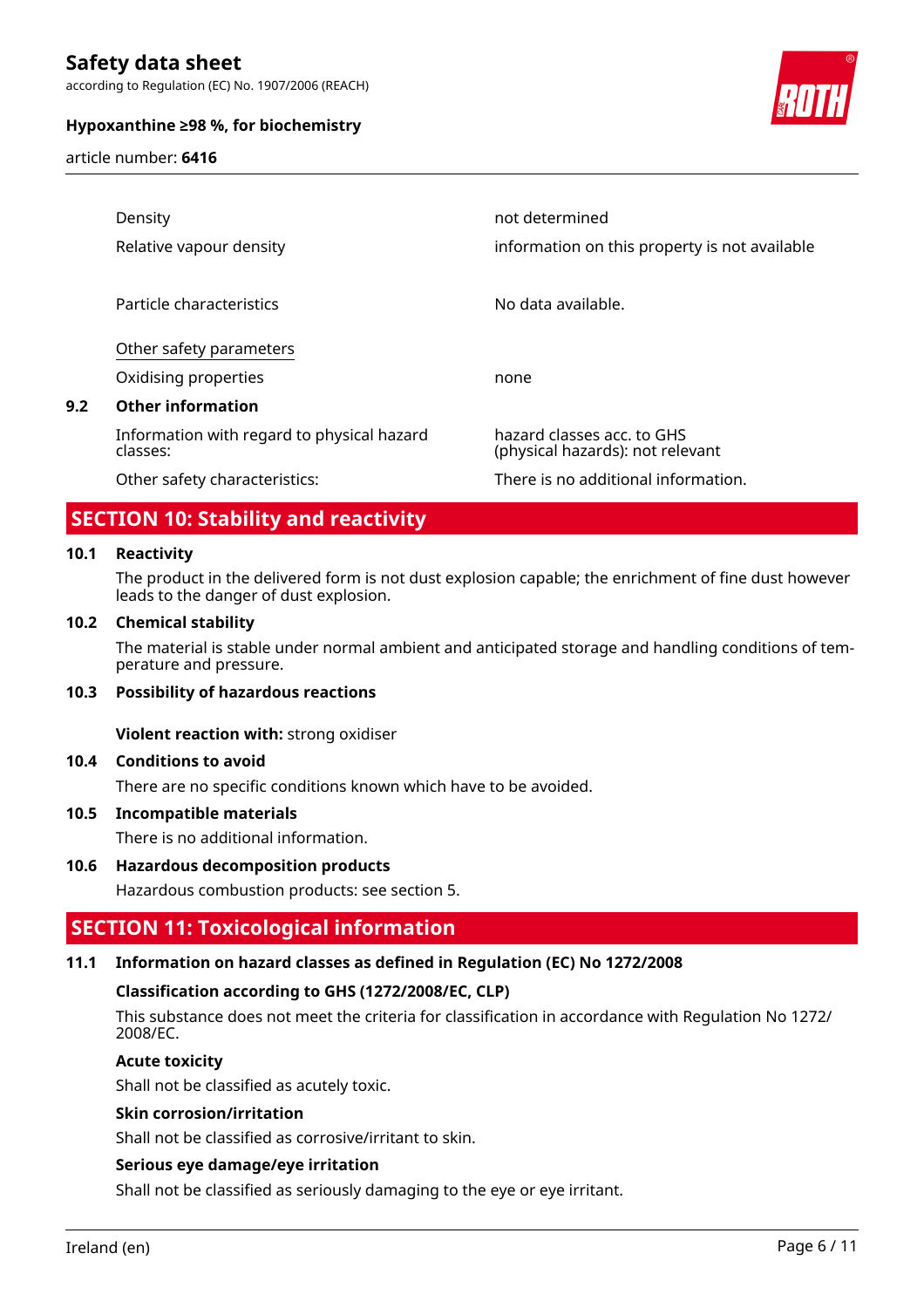| | |
|---|---|
| Density | not determined |
| Relative vapour density | information on this property is not available |
| Particle characteristics | No data available. |

<u>Other safety parameters</u>

| | |
|---|---|
| Oxidising properties | none |

### 9.2 Other information

| | |
|---|---|
| Information with regard to physical hazard classes: | hazard classes acc. to GHS (physical hazards): not relevant |
| Other safety characteristics: | There is no additional information. |

## SECTION 10: Stability and reactivity

### 10.1 Reactivity

The product in the delivered form is not dust explosion capable; the enrichment of fine dust however leads to the danger of dust explosion.

### 10.2 Chemical stability

The material is stable under normal ambient and anticipated storage and handling conditions of temperature and pressure.

### 10.3 Possibility of hazardous reactions

**Violent reaction with:** strong oxidiser

### 10.4 Conditions to avoid

There are no specific conditions known which have to be avoided.

### 10.5 Incompatible materials

There is no additional information.

### 10.6 Hazardous decomposition products

Hazardous combustion products: see section 5.

## SECTION 11: Toxicological information

### 11.1 Information on hazard classes as defined in Regulation (EC) No 1272/2008

**Classification according to GHS (1272/2008/EC, CLP)**

This substance does not meet the criteria for classification in accordance with Regulation No 1272/2008/EC.

**Acute toxicity**

Shall not be classified as acutely toxic.

**Skin corrosion/irritation**

Shall not be classified as corrosive/irritant to skin.

**Serious eye damage/eye irritation**

Shall not be classified as seriously damaging to the eye or eye irritant.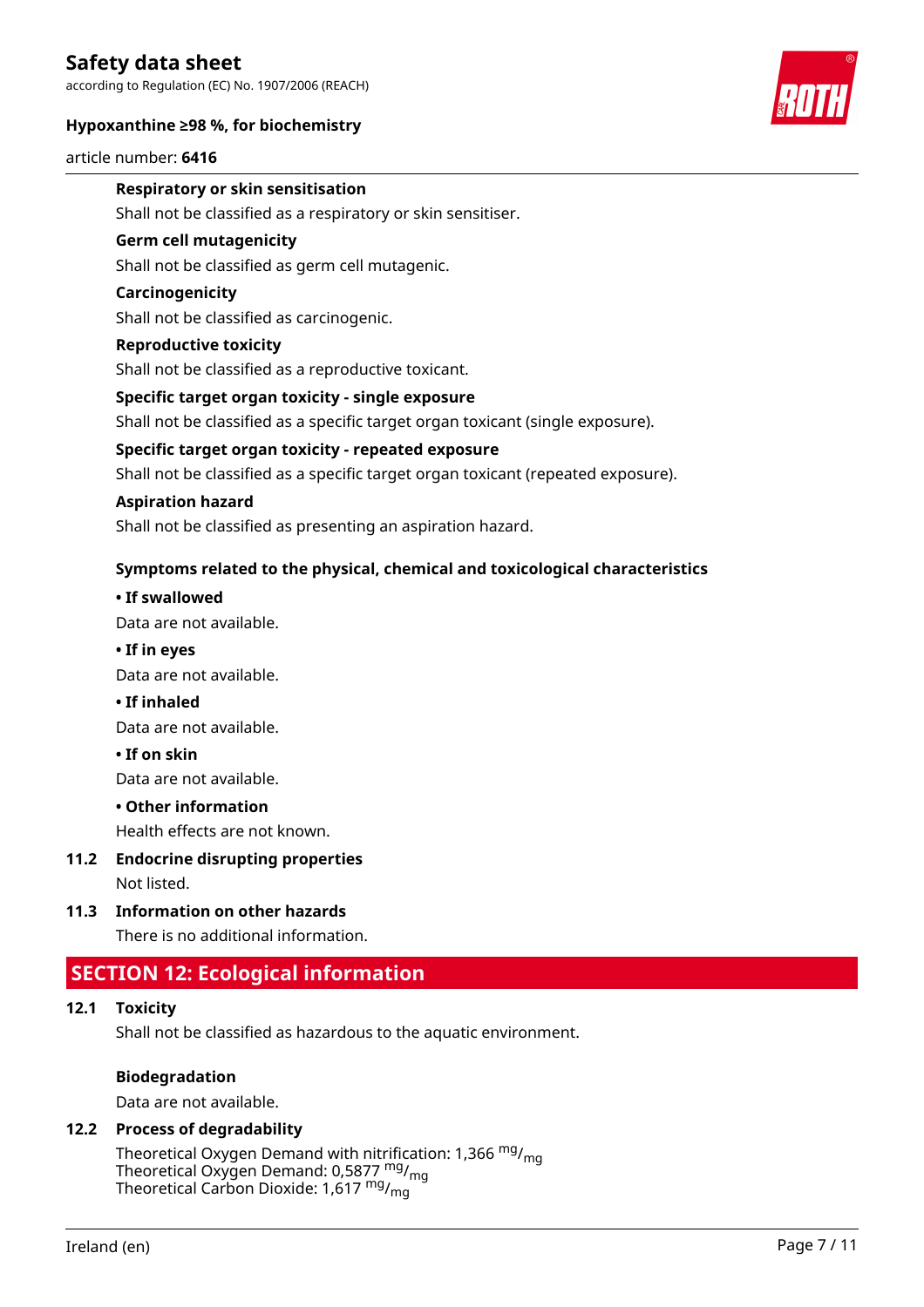#### Respiratory or skin sensitisation

Shall not be classified as a respiratory or skin sensitiser.

#### Germ cell mutagenicity

Shall not be classified as germ cell mutagenic.

#### Carcinogenicity

Shall not be classified as carcinogenic.

#### Reproductive toxicity

Shall not be classified as a reproductive toxicant.

#### Specific target organ toxicity - single exposure

Shall not be classified as a specific target organ toxicant (single exposure).

#### Specific target organ toxicity - repeated exposure

Shall not be classified as a specific target organ toxicant (repeated exposure).

#### Aspiration hazard

Shall not be classified as presenting an aspiration hazard.

#### Symptoms related to the physical, chemical and toxicological characteristics

**• If swallowed**

Data are not available.

**• If in eyes**

Data are not available.

**• If inhaled**

Data are not available.

**• If on skin**

Data are not available.

**• Other information**

Health effects are not known.

### 11.2 Endocrine disrupting properties

Not listed.

### 11.3 Information on other hazards

There is no additional information.

## SECTION 12: Ecological information

### 12.1 Toxicity

Shall not be classified as hazardous to the aquatic environment.

#### Biodegradation

Data are not available.

### 12.2 Process of degradability

Theoretical Oxygen Demand with nitrification: 1,366 $^{mg}/_{mg}$
Theoretical Oxygen Demand: 0,5877 $^{mg}/_{mg}$
Theoretical Carbon Dioxide: 1,617 $^{mg}/_{mg}$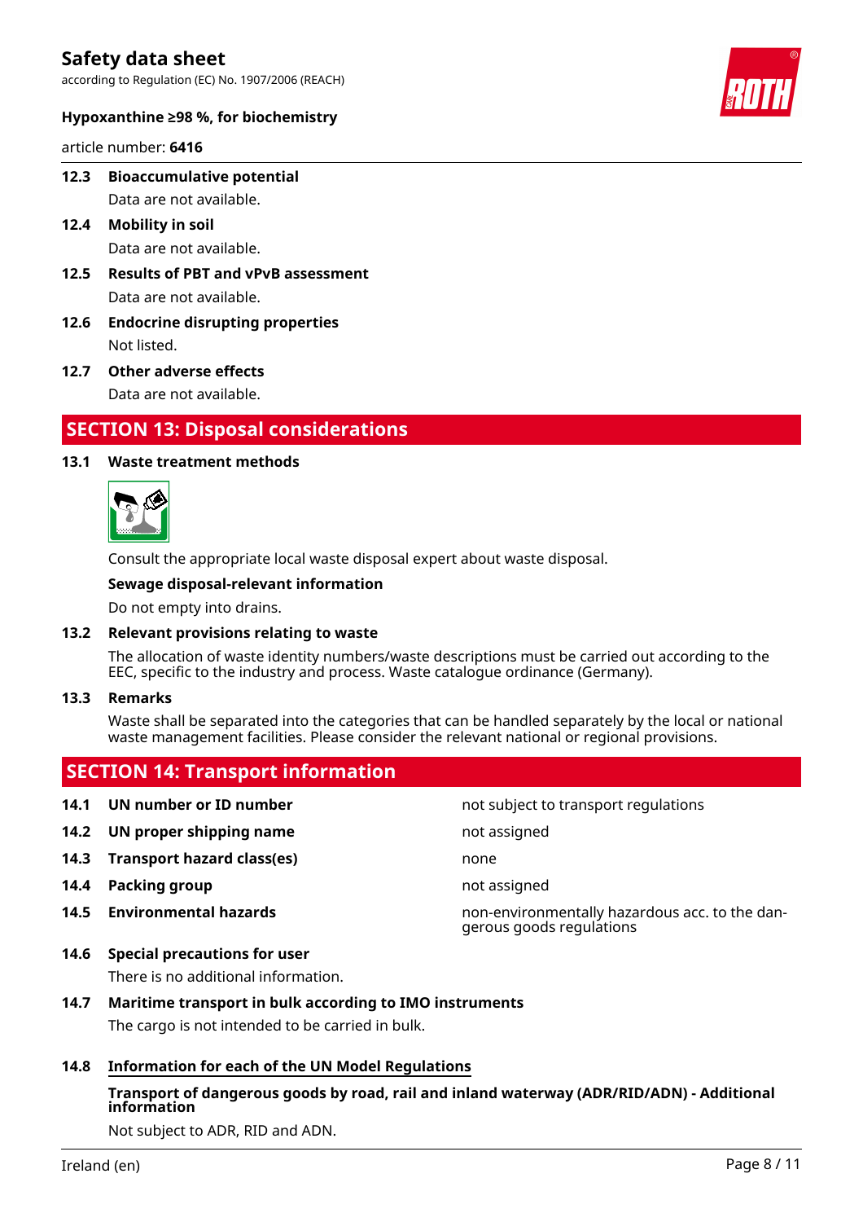### 12.3 Bioaccumulative potential

Data are not available.

### 12.4 Mobility in soil

Data are not available.

### 12.5 Results of PBT and vPvB assessment

Data are not available.

### 12.6 Endocrine disrupting properties

Not listed.

### 12.7 Other adverse effects

Data are not available.

## SECTION 13: Disposal considerations

### 13.1 Waste treatment methods

Consult the appropriate local waste disposal expert about waste disposal.

**Sewage disposal-relevant information**

Do not empty into drains.

### 13.2 Relevant provisions relating to waste

The allocation of waste identity numbers/waste descriptions must be carried out according to the EEC, specific to the industry and process. Waste catalogue ordinance (Germany).

### 13.3 Remarks

Waste shall be separated into the categories that can be handled separately by the local or national waste management facilities. Please consider the relevant national or regional provisions.

## SECTION 14: Transport information

| | | |
|---|---|---|
| **14.1** | **UN number or ID number** | not subject to transport regulations |
| **14.2** | **UN proper shipping name** | not assigned |
| **14.3** | **Transport hazard class(es)** | none |
| **14.4** | **Packing group** | not assigned |
| **14.5** | **Environmental hazards** | non-environmentally hazardous acc. to the dangerous goods regulations |

### 14.6 Special precautions for user

There is no additional information.

### 14.7 Maritime transport in bulk according to IMO instruments

The cargo is not intended to be carried in bulk.

### 14.8 Information for each of the UN Model Regulations

**Transport of dangerous goods by road, rail and inland waterway (ADR/RID/ADN) - Additional information**

Not subject to ADR, RID and ADN.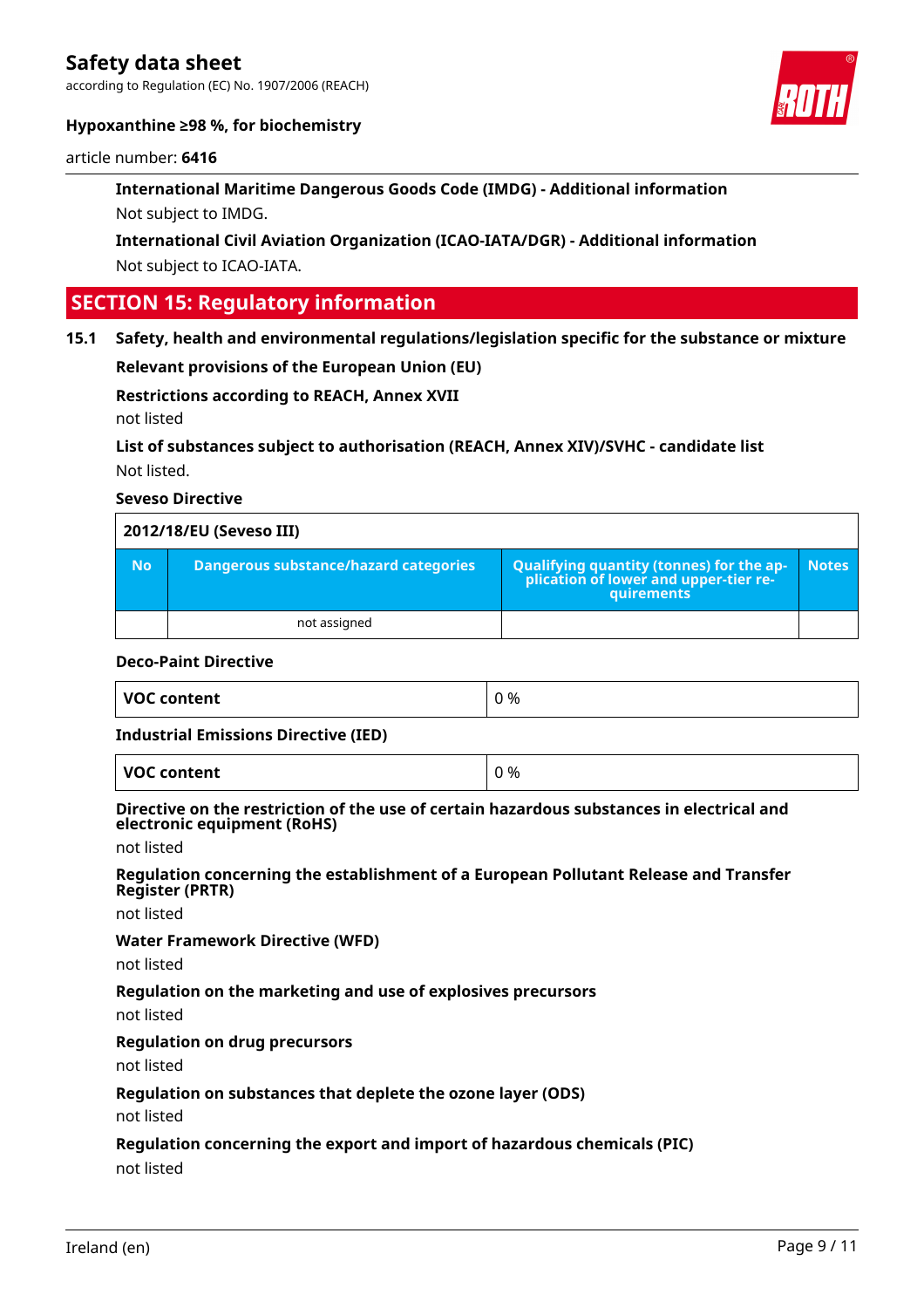**International Maritime Dangerous Goods Code (IMDG) - Additional information**

Not subject to IMDG.

**International Civil Aviation Organization (ICAO-IATA/DGR) - Additional information**

Not subject to ICAO-IATA.

## SECTION 15: Regulatory information

### 15.1 Safety, health and environmental regulations/legislation specific for the substance or mixture

**Relevant provisions of the European Union (EU)**

**Restrictions according to REACH, Annex XVII**

not listed

**List of substances subject to authorisation (REACH, Annex XIV)/SVHC - candidate list**

Not listed.

**Seveso Directive**

| 2012/18/EU (Seveso III) | | | |
|---|---|---|---|
| **No** | **Dangerous substance/hazard categories** | **Qualifying quantity (tonnes) for the application of lower and upper-tier requirements** | **Notes** |
| | not assigned | | |

**Deco-Paint Directive**

| VOC content | 0 % |
|---|---|

**Industrial Emissions Directive (IED)**

| VOC content | 0 % |
|---|---|

**Directive on the restriction of the use of certain hazardous substances in electrical and electronic equipment (RoHS)**

not listed

**Regulation concerning the establishment of a European Pollutant Release and Transfer Register (PRTR)**

not listed

**Water Framework Directive (WFD)**

not listed

**Regulation on the marketing and use of explosives precursors**

not listed

**Regulation on drug precursors**

not listed

**Regulation on substances that deplete the ozone layer (ODS)**

not listed

**Regulation concerning the export and import of hazardous chemicals (PIC)**

not listed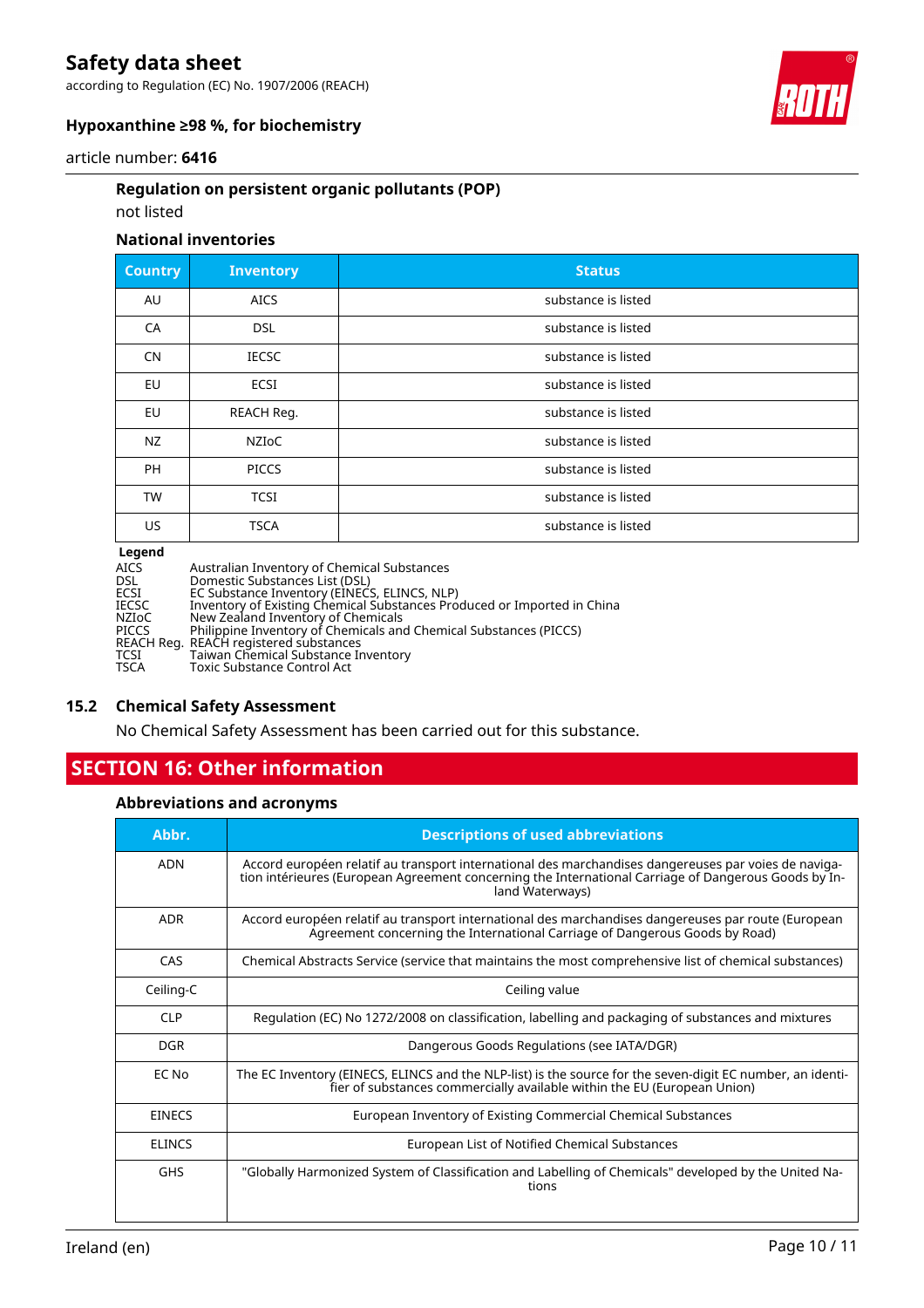### Regulation on persistent organic pollutants (POP)

not listed

### National inventories

| Country | Inventory | Status |
|---|---|---|
| AU | AICS | substance is listed |
| CA | DSL | substance is listed |
| CN | IECSC | substance is listed |
| EU | ECSI | substance is listed |
| EU | REACH Reg. | substance is listed |
| NZ | NZIoC | substance is listed |
| PH | PICCS | substance is listed |
| TW | TCSI | substance is listed |
| US | TSCA | substance is listed |

**Legend**

| | |
|---|---|
| AICS | Australian Inventory of Chemical Substances |
| DSL | Domestic Substances List (DSL) |
| ECSI | EC Substance Inventory (EINECS, ELINCS, NLP) |
| IECSC | Inventory of Existing Chemical Substances Produced or Imported in China |
| NZIoC | New Zealand Inventory of Chemicals |
| PICCS | Philippine Inventory of Chemicals and Chemical Substances (PICCS) |
| REACH Reg. | REACH registered substances |
| TCSI | Taiwan Chemical Substance Inventory |
| TSCA | Toxic Substance Control Act |

## 15.2 Chemical Safety Assessment

No Chemical Safety Assessment has been carried out for this substance.

# SECTION 16: Other information

### Abbreviations and acronyms

| Abbr. | Descriptions of used abbreviations |
|---|---|
| ADN | Accord européen relatif au transport international des marchandises dangereuses par voies de navigation intérieures (European Agreement concerning the International Carriage of Dangerous Goods by Inland Waterways) |
| ADR | Accord européen relatif au transport international des marchandises dangereuses par route (European Agreement concerning the International Carriage of Dangerous Goods by Road) |
| CAS | Chemical Abstracts Service (service that maintains the most comprehensive list of chemical substances) |
| Ceiling-C | Ceiling value |
| CLP | Regulation (EC) No 1272/2008 on classification, labelling and packaging of substances and mixtures |
| DGR | Dangerous Goods Regulations (see IATA/DGR) |
| EC No | The EC Inventory (EINECS, ELINCS and the NLP-list) is the source for the seven-digit EC number, an identifier of substances commercially available within the EU (European Union) |
| EINECS | European Inventory of Existing Commercial Chemical Substances |
| ELINCS | European List of Notified Chemical Substances |
| GHS | "Globally Harmonized System of Classification and Labelling of Chemicals" developed by the United Nations |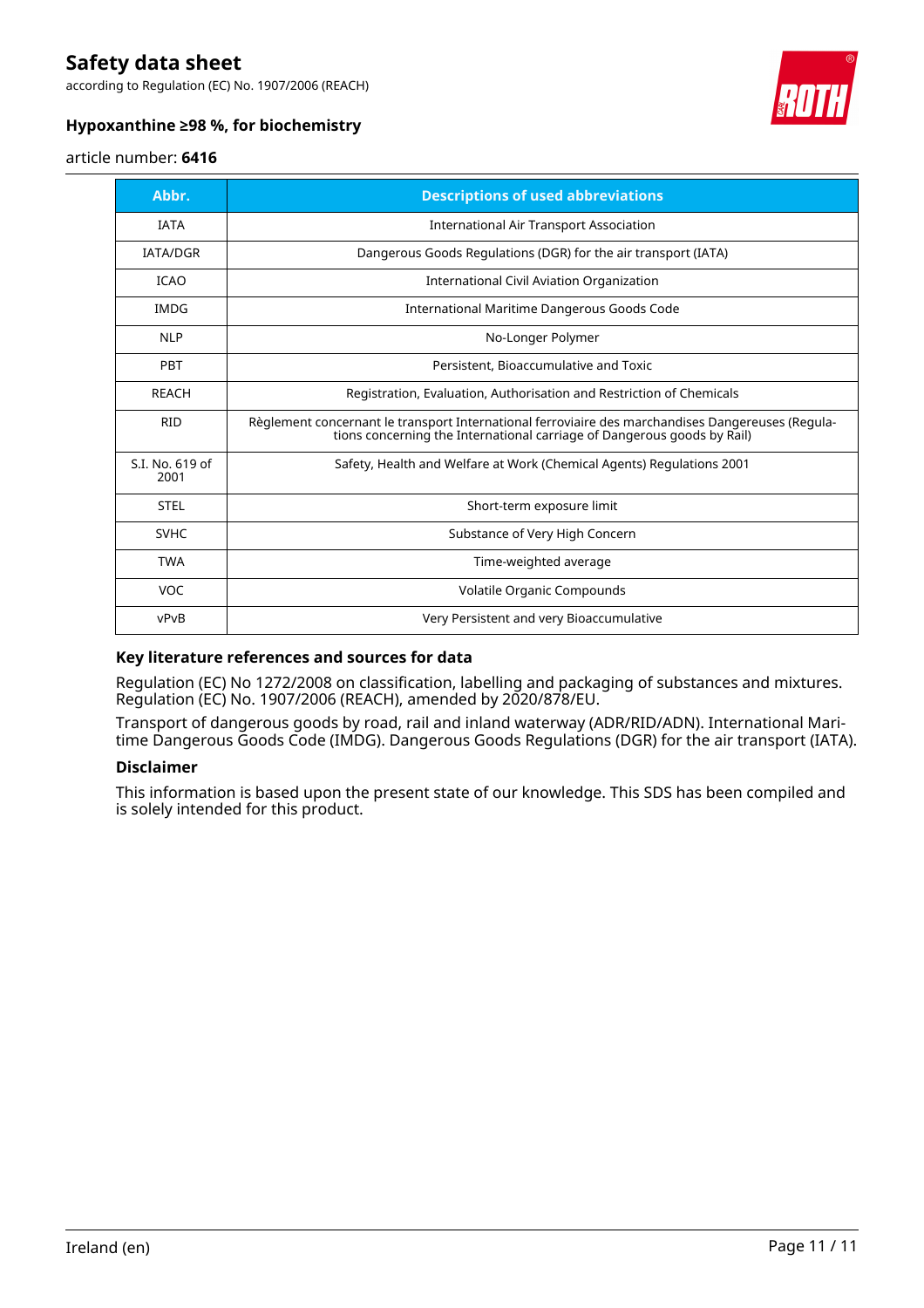| Abbr. | Descriptions of used abbreviations |
| --- | --- |
| IATA | International Air Transport Association |
| IATA/DGR | Dangerous Goods Regulations (DGR) for the air transport (IATA) |
| ICAO | International Civil Aviation Organization |
| IMDG | International Maritime Dangerous Goods Code |
| NLP | No-Longer Polymer |
| PBT | Persistent, Bioaccumulative and Toxic |
| REACH | Registration, Evaluation, Authorisation and Restriction of Chemicals |
| RID | Règlement concernant le transport International ferroviaire des marchandises Dangereuses (Regulations concerning the International carriage of Dangerous goods by Rail) |
| S.I. No. 619 of 2001 | Safety, Health and Welfare at Work (Chemical Agents) Regulations 2001 |
| STEL | Short-term exposure limit |
| SVHC | Substance of Very High Concern |
| TWA | Time-weighted average |
| VOC | Volatile Organic Compounds |
| vPvB | Very Persistent and very Bioaccumulative |

### Key literature references and sources for data

Regulation (EC) No 1272/2008 on classification, labelling and packaging of substances and mixtures. Regulation (EC) No. 1907/2006 (REACH), amended by 2020/878/EU.

Transport of dangerous goods by road, rail and inland waterway (ADR/RID/ADN). International Maritime Dangerous Goods Code (IMDG). Dangerous Goods Regulations (DGR) for the air transport (IATA).

### Disclaimer

This information is based upon the present state of our knowledge. This SDS has been compiled and is solely intended for this product.